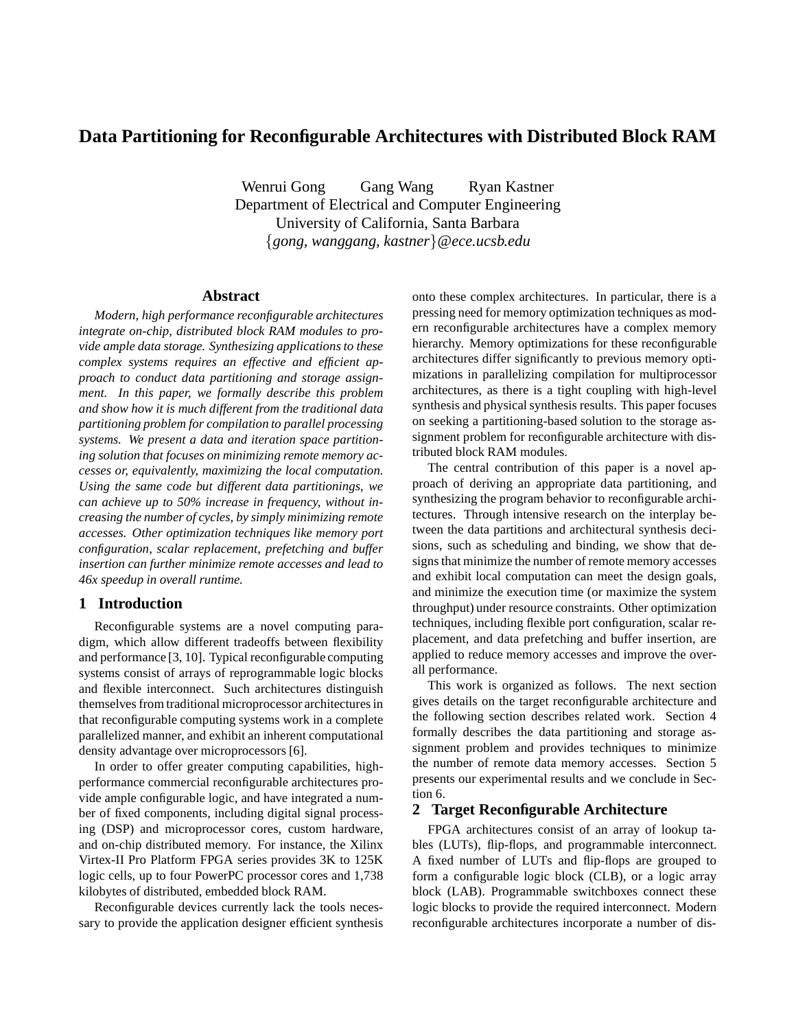# Data Partitioning for Reconfigurable Architectures with Distributed Block RAM

Wenrui Gong Gang Wang Ryan Kastner
Department of Electrical and Computer Engineering
University of California, Santa Barbara
{*gong, wanggang, kastner*}*@ece.ucsb.edu*

## Abstract

*Modern, high performance reconfigurable architectures integrate on-chip, distributed block RAM modules to provide ample data storage. Synthesizing applications to these complex systems requires an effective and efficient approach to conduct data partitioning and storage assignment. In this paper, we formally describe this problem and show how it is much different from the traditional data partitioning problem for compilation to parallel processing systems. We present a data and iteration space partitioning solution that focuses on minimizing remote memory accesses or, equivalently, maximizing the local computation. Using the same code but different data partitionings, we can achieve up to 50% increase in frequency, without increasing the number of cycles, by simply minimizing remote accesses. Other optimization techniques like memory port configuration, scalar replacement, prefetching and buffer insertion can further minimize remote accesses and lead to 46x speedup in overall runtime.*

## 1 Introduction

Reconfigurable systems are a novel computing paradigm, which allow different tradeoffs between flexibility and performance [3, 10]. Typical reconfigurable computing systems consist of arrays of reprogrammable logic blocks and flexible interconnect. Such architectures distinguish themselves from traditional microprocessor architectures in that reconfigurable computing systems work in a complete parallelized manner, and exhibit an inherent computational density advantage over microprocessors [6].

In order to offer greater computing capabilities, high-performance commercial reconfigurable architectures provide ample configurable logic, and have integrated a number of fixed components, including digital signal processing (DSP) and microprocessor cores, custom hardware, and on-chip distributed memory. For instance, the Xilinx Virtex-II Pro Platform FPGA series provides 3K to 125K logic cells, up to four PowerPC processor cores and 1,738 kilobytes of distributed, embedded block RAM.

Reconfigurable devices currently lack the tools necessary to provide the application designer efficient synthesis onto these complex architectures. In particular, there is a pressing need for memory optimization techniques as modern reconfigurable architectures have a complex memory hierarchy. Memory optimizations for these reconfigurable architectures differ significantly to previous memory optimizations in parallelizing compilation for multiprocessor architectures, as there is a tight coupling with high-level synthesis and physical synthesis results. This paper focuses on seeking a partitioning-based solution to the storage assignment problem for reconfigurable architecture with distributed block RAM modules.

The central contribution of this paper is a novel approach of deriving an appropriate data partitioning, and synthesizing the program behavior to reconfigurable architectures. Through intensive research on the interplay between the data partitions and architectural synthesis decisions, such as scheduling and binding, we show that designs that minimize the number of remote memory accesses and exhibit local computation can meet the design goals, and minimize the execution time (or maximize the system throughput) under resource constraints. Other optimization techniques, including flexible port configuration, scalar replacement, and data prefetching and buffer insertion, are applied to reduce memory accesses and improve the overall performance.

This work is organized as follows. The next section gives details on the target reconfigurable architecture and the following section describes related work. Section 4 formally describes the data partitioning and storage assignment problem and provides techniques to minimize the number of remote data memory accesses. Section 5 presents our experimental results and we conclude in Section 6.

## 2 Target Reconfigurable Architecture

FPGA architectures consist of an array of lookup tables (LUTs), flip-flops, and programmable interconnect. A fixed number of LUTs and flip-flops are grouped to form a configurable logic block (CLB), or a logic array block (LAB). Programmable switchboxes connect these logic blocks to provide the required interconnect. Modern reconfigurable architectures incorporate a number of dis-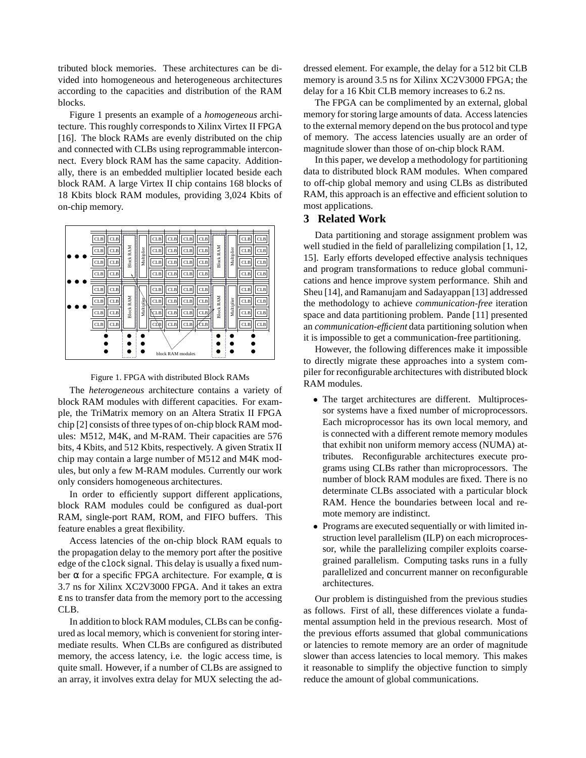tributed block memories. These architectures can be divided into homogeneous and heterogeneous architectures according to the capacities and distribution of the RAM blocks.

Figure 1 presents an example of a *homogeneous* architecture. This roughly corresponds to Xilinx Virtex II FPGA [16]. The block RAMs are evenly distributed on the chip and connected with CLBs using reprogrammable interconnect. Every block RAM has the same capacity. Additionally, there is an embedded multiplier located beside each block RAM. A large Virtex II chip contains 168 blocks of 18 Kbits block RAM modules, providing 3,024 Kbits of on-chip memory.

Figure 1. FPGA with distributed Block RAMs

The *heterogeneous* architecture contains a variety of block RAM modules with different capacities. For example, the TriMatrix memory on an Altera Stratix II FPGA chip [2] consists of three types of on-chip block RAM modules: M512, M4K, and M-RAM. Their capacities are 576 bits, 4 Kbits, and 512 Kbits, respectively. A given Stratix II chip may contain a large number of M512 and M4K modules, but only a few M-RAM modules. Currently our work only considers homogeneous architectures.

In order to efficiently support different applications, block RAM modules could be configured as dual-port RAM, single-port RAM, ROM, and FIFO buffers. This feature enables a great flexibility.

Access latencies of the on-chip block RAM equals to the propagation delay to the memory port after the positive edge of the `clock` signal. This delay is usually a fixed number $\alpha$ for a specific FPGA architecture. For example, $\alpha$ is 3.7 ns for Xilinx XC2V3000 FPGA. And it takes an extra $\varepsilon$ ns to transfer data from the memory port to the accessing CLB.

In addition to block RAM modules, CLBs can be configured as local memory, which is convenient for storing intermediate results. When CLBs are configured as distributed memory, the access latency, i.e. the logic access time, is quite small. However, if a number of CLBs are assigned to an array, it involves extra delay for MUX selecting the addressed element. For example, the delay for a 512 bit CLB memory is around 3.5 ns for Xilinx XC2V3000 FPGA; the delay for a 16 Kbit CLB memory increases to 6.2 ns.

The FPGA can be complimented by an external, global memory for storing large amounts of data. Access latencies to the external memory depend on the bus protocol and type of memory. The access latencies usually are an order of magnitude slower than those of on-chip block RAM.

In this paper, we develop a methodology for partitioning data to distributed block RAM modules. When compared to off-chip global memory and using CLBs as distributed RAM, this approach is an effective and efficient solution to most applications.

## 3 Related Work

Data partitioning and storage assignment problem was well studied in the field of parallelizing compilation [1, 12, 15]. Early efforts developed effective analysis techniques and program transformations to reduce global communications and hence improve system performance. Shih and Sheu [14], and Ramanujam and Sadayappan [13] addressed the methodology to achieve *communication-free* iteration space and data partitioning problem. Pande [11] presented an *communication-efficient* data partitioning solution when it is impossible to get a communication-free partitioning.

However, the following differences make it impossible to directly migrate these approaches into a system compiler for reconfigurable architectures with distributed block RAM modules.

- The target architectures are different. Multiprocessor systems have a fixed number of microprocessors. Each microprocessor has its own local memory, and is connected with a different remote memory modules that exhibit non uniform memory access (NUMA) attributes. Reconfigurable architectures execute programs using CLBs rather than microprocessors. The number of block RAM modules are fixed. There is no determinate CLBs associated with a particular block RAM. Hence the boundaries between local and remote memory are indistinct.
- Programs are executed sequentially or with limited instruction level parallelism (ILP) on each microprocessor, while the parallelizing compiler exploits coarse-grained parallelism. Computing tasks runs in a fully parallelized and concurrent manner on reconfigurable architectures.

Our problem is distinguished from the previous studies as follows. First of all, these differences violate a fundamental assumption held in the previous research. Most of the previous efforts assumed that global communications or latencies to remote memory are an order of magnitude slower than access latencies to local memory. This makes it reasonable to simplify the objective function to simply reduce the amount of global communications.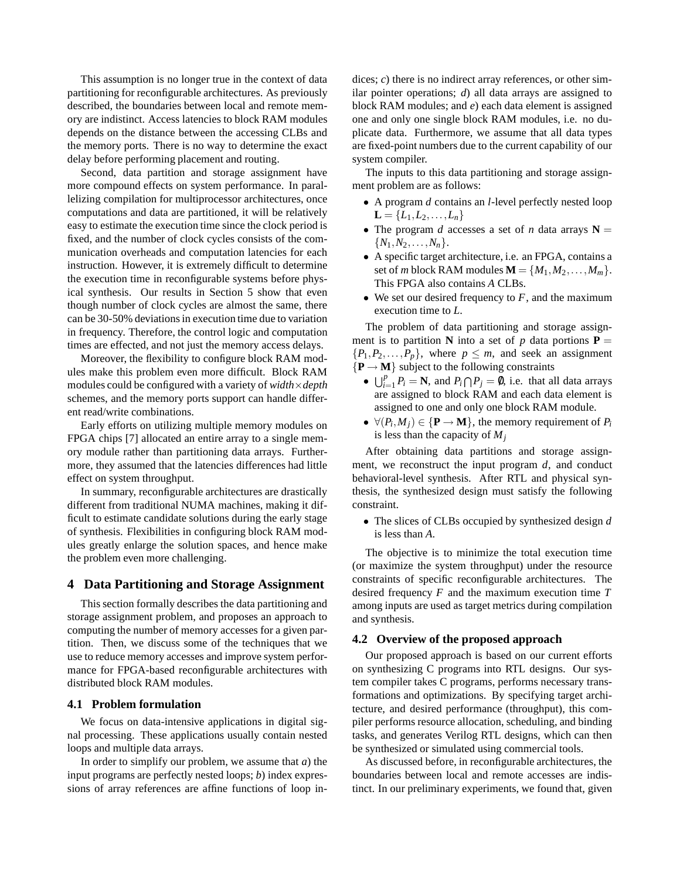This assumption is no longer true in the context of data partitioning for reconfigurable architectures. As previously described, the boundaries between local and remote memory are indistinct. Access latencies to block RAM modules depends on the distance between the accessing CLBs and the memory ports. There is no way to determine the exact delay before performing placement and routing.

Second, data partition and storage assignment have more compound effects on system performance. In parallelizing compilation for multiprocessor architectures, once computations and data are partitioned, it will be relatively easy to estimate the execution time since the clock period is fixed, and the number of clock cycles consists of the communication overheads and computation latencies for each instruction. However, it is extremely difficult to determine the execution time in reconfigurable systems before physical synthesis. Our results in Section 5 show that even though number of clock cycles are almost the same, there can be 30-50% deviations in execution time due to variation in frequency. Therefore, the control logic and computation times are effected, and not just the memory access delays.

Moreover, the flexibility to configure block RAM modules make this problem even more difficult. Block RAM modules could be configured with a variety of *width*×*depth* schemes, and the memory ports support can handle different read/write combinations.

Early efforts on utilizing multiple memory modules on FPGA chips [7] allocated an entire array to a single memory module rather than partitioning data arrays. Furthermore, they assumed that the latencies differences had little effect on system throughput.

In summary, reconfigurable architectures are drastically different from traditional NUMA machines, making it difficult to estimate candidate solutions during the early stage of synthesis. Flexibilities in configuring block RAM modules greatly enlarge the solution spaces, and hence make the problem even more challenging.

## 4 Data Partitioning and Storage Assignment

This section formally describes the data partitioning and storage assignment problem, and proposes an approach to computing the number of memory accesses for a given partition. Then, we discuss some of the techniques that we use to reduce memory accesses and improve system performance for FPGA-based reconfigurable architectures with distributed block RAM modules.

### 4.1 Problem formulation

We focus on data-intensive applications in digital signal processing. These applications usually contain nested loops and multiple data arrays.

In order to simplify our problem, we assume that *a*) the input programs are perfectly nested loops; *b*) index expressions of array references are affine functions of loop indices; *c*) there is no indirect array references, or other similar pointer operations; *d*) all data arrays are assigned to block RAM modules; and *e*) each data element is assigned one and only one single block RAM modules, i.e. no duplicate data. Furthermore, we assume that all data types are fixed-point numbers due to the current capability of our system compiler.

The inputs to this data partitioning and storage assignment problem are as follows:

- A program $d$ contains an $l$-level perfectly nested loop $\mathbf{L} = \{L_1, L_2, \ldots, L_n\}$
- The program $d$ accesses a set of $n$ data arrays $\mathbf{N} = \{N_1, N_2, \ldots, N_n\}$.
- A specific target architecture, i.e. an FPGA, contains a set of $m$ block RAM modules $\mathbf{M} = \{M_1, M_2, \ldots, M_m\}$. This FPGA also contains $A$ CLBs.
- We set our desired frequency to $F$, and the maximum execution time to $L$.

The problem of data partitioning and storage assignment is to partition $\mathbf{N}$ into a set of $p$ data portions $\mathbf{P} = \{P_1, P_2, \ldots, P_p\}$, where $p \leq m$, and seek an assignment $\{\mathbf{P} \to \mathbf{M}\}$ subject to the following constraints

- $\bigcup_{i=1}^{p} P_i = \mathbf{N}$, and $P_i \bigcap P_j = \emptyset$, i.e. that all data arrays are assigned to block RAM and each data element is assigned to one and only one block RAM module.
- $\forall (P_i, M_j) \in \{\mathbf{P} \to \mathbf{M}\}$, the memory requirement of $P_i$ is less than the capacity of $M_j$

After obtaining data partitions and storage assignment, we reconstruct the input program $d$, and conduct behavioral-level synthesis. After RTL and physical synthesis, the synthesized design must satisfy the following constraint.

- The slices of CLBs occupied by synthesized design $d$ is less than $A$.

The objective is to minimize the total execution time (or maximize the system throughput) under the resource constraints of specific reconfigurable architectures. The desired frequency $F$ and the maximum execution time $T$ among inputs are used as target metrics during compilation and synthesis.

### 4.2 Overview of the proposed approach

Our proposed approach is based on our current efforts on synthesizing C programs into RTL designs. Our system compiler takes C programs, performs necessary transformations and optimizations. By specifying target architecture, and desired performance (throughput), this compiler performs resource allocation, scheduling, and binding tasks, and generates Verilog RTL designs, which can then be synthesized or simulated using commercial tools.

As discussed before, in reconfigurable architectures, the boundaries between local and remote accesses are indistinct. In our preliminary experiments, we found that, given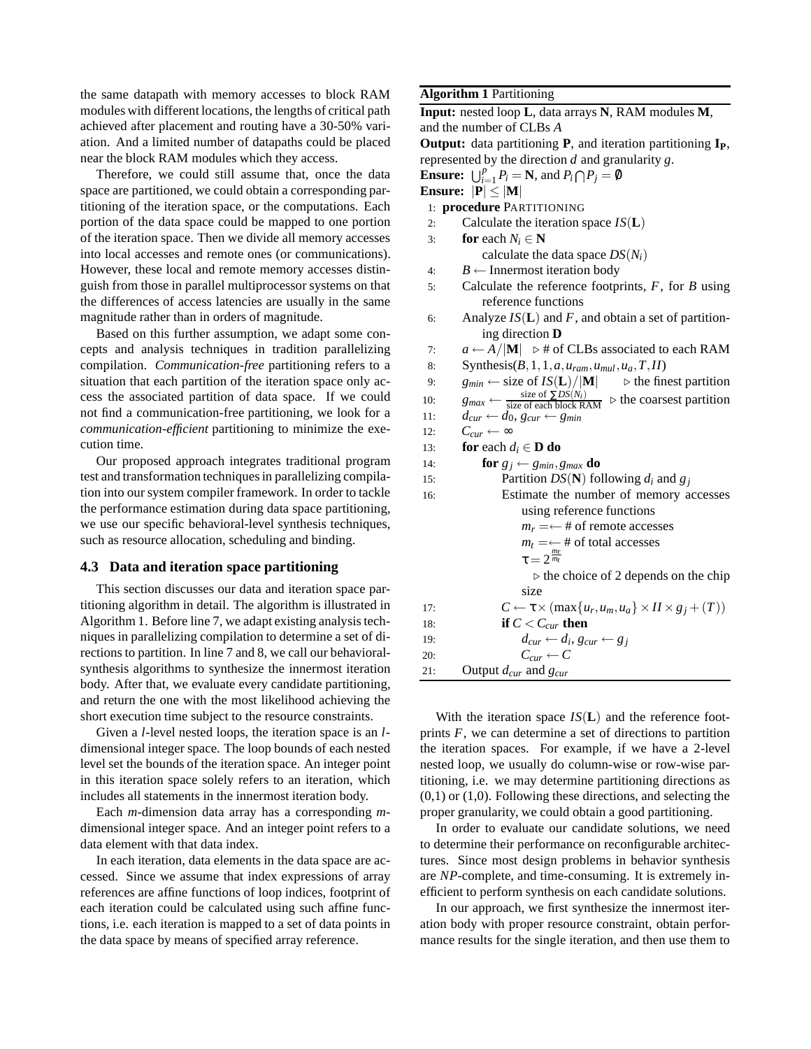the same datapath with memory accesses to block RAM modules with different locations, the lengths of critical path achieved after placement and routing have a 30-50% variation. And a limited number of datapaths could be placed near the block RAM modules which they access.

Therefore, we could still assume that, once the data space are partitioned, we could obtain a corresponding partitioning of the iteration space, or the computations. Each portion of the data space could be mapped to one portion of the iteration space. Then we divide all memory accesses into local accesses and remote ones (or communications). However, these local and remote memory accesses distinguish from those in parallel multiprocessor systems on that the differences of access latencies are usually in the same magnitude rather than in orders of magnitude.

Based on this further assumption, we adapt some concepts and analysis techniques in tradition parallelizing compilation. *Communication-free* partitioning refers to a situation that each partition of the iteration space only access the associated partition of data space. If we could not find a communication-free partitioning, we look for a *communication-efficient* partitioning to minimize the execution time.

Our proposed approach integrates traditional program test and transformation techniques in parallelizing compilation into our system compiler framework. In order to tackle the performance estimation during data space partitioning, we use our specific behavioral-level synthesis techniques, such as resource allocation, scheduling and binding.

### 4.3 Data and iteration space partitioning

This section discusses our data and iteration space partitioning algorithm in detail. The algorithm is illustrated in Algorithm 1. Before line 7, we adapt existing analysis techniques in parallelizing compilation to determine a set of directions to partition. In line 7 and 8, we call our behavioral-synthesis algorithms to synthesize the innermost iteration body. After that, we evaluate every candidate partitioning, and return the one with the most likelihood achieving the short execution time subject to the resource constraints.

Given a $l$-level nested loops, the iteration space is an $l$-dimensional integer space. The loop bounds of each nested level set the bounds of the iteration space. An integer point in this iteration space solely refers to an iteration, which includes all statements in the innermost iteration body.

Each $m$-dimension data array has a corresponding $m$-dimensional integer space. And an integer point refers to a data element with that data index.

In each iteration, data elements in the data space are accessed. Since we assume that index expressions of array references are affine functions of loop indices, footprint of each iteration could be calculated using such affine functions, i.e. each iteration is mapped to a set of data points in the data space by means of specified array reference.

**Algorithm 1** Partitioning

**Input:** nested loop $\mathbf{L}$, data arrays $\mathbf{N}$, RAM modules $\mathbf{M}$, and the number of CLBs $A$

**Output:** data partitioning $\mathbf{P}$, and iteration partitioning $\mathbf{I_P}$, represented by the direction $d$ and granularity $g$.

**Ensure:** $\bigcup_{i=1}^{p} P_i = \mathbf{N}$, and $P_i \bigcap P_j = \emptyset$

**Ensure:** $|\mathbf{P}| \leq |\mathbf{M}|$

```
1:  procedure PARTITIONING
2:      Calculate the iteration space IS(L)
3:      for each N_i ∈ N
            calculate the data space DS(N_i)
4:      B ← Innermost iteration body
5:      Calculate the reference footprints, F, for B using
            reference functions
6:      Analyze IS(L) and F, and obtain a set of partition-
            ing direction D
7:      a ← A/|M|   ▷ # of CLBs associated to each RAM
8:      Synthesis(B, 1, 1, a, u_ram, u_mul, u_a, T, II)
9:      g_min ← size of IS(L)/|M|       ▷ the finest partition
10:     g_max ← (size of ∑DS(N_i)) / (size of each block RAM)  ▷ the coarsest partition
11:     d_cur ← d_0, g_cur ← g_min
12:     C_cur ← ∞
13:     for each d_i ∈ D do
14:         for g_j ← g_min, g_max do
15:             Partition DS(N) following d_i and g_j
16:             Estimate the number of memory accesses
                    using reference functions
                    m_r =← # of remote accesses
                    m_t =← # of total accesses
                    τ = 2^(m_r/m_t)
                      ▷ the choice of 2 depends on the chip
                    size
17:             C ← τ × (max{u_r, u_m, u_a} × II × g_j + (T))
18:             if C < C_cur then
19:                 d_cur ← d_i, g_cur ← g_j
20:                 C_cur ← C
21:     Output d_cur and g_cur
```

With the iteration space $IS(\mathbf{L})$ and the reference footprints $F$, we can determine a set of directions to partition the iteration spaces. For example, if we have a 2-level nested loop, we usually do column-wise or row-wise partitioning, i.e. we may determine partitioning directions as (0,1) or (1,0). Following these directions, and selecting the proper granularity, we could obtain a good partitioning.

In order to evaluate our candidate solutions, we need to determine their performance on reconfigurable architectures. Since most design problems in behavior synthesis are *NP*-complete, and time-consuming. It is extremely inefficient to perform synthesis on each candidate solutions.

In our approach, we first synthesize the innermost iteration body with proper resource constraint, obtain performance results for the single iteration, and then use them to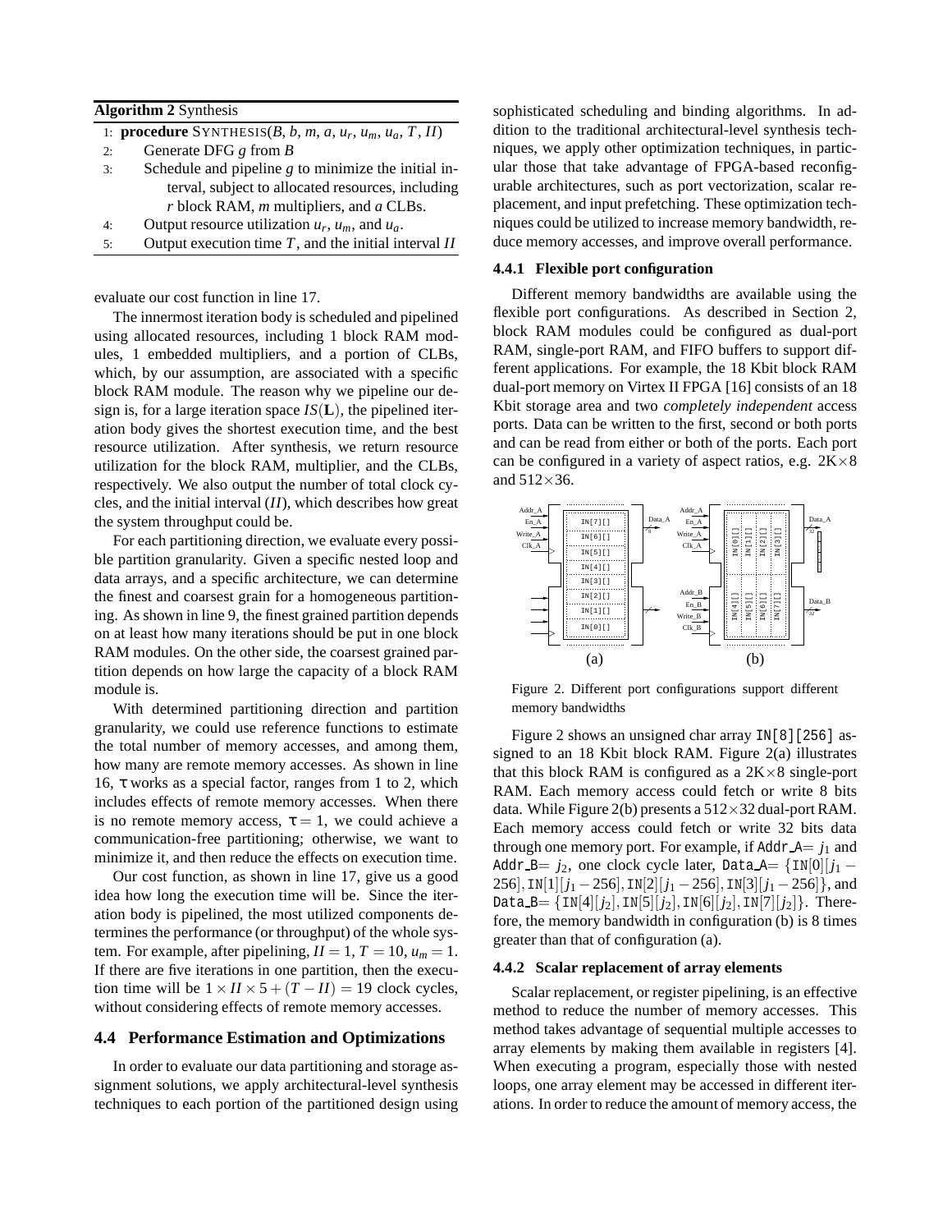**Algorithm 2** Synthesis

1: **procedure** SYNTHESIS($B$, $b$, $m$, $a$, $u_r$, $u_m$, $u_a$, $T$, $II$)
2: Generate DFG $g$ from $B$
3: Schedule and pipeline $g$ to minimize the initial interval, subject to allocated resources, including $r$ block RAM, $m$ multipliers, and $a$ CLBs.
4: Output resource utilization $u_r$, $u_m$, and $u_a$.
5: Output execution time $T$, and the initial interval $II$

evaluate our cost function in line 17.

The innermost iteration body is scheduled and pipelined using allocated resources, including 1 block RAM modules, 1 embedded multipliers, and a portion of CLBs, which, by our assumption, are associated with a specific block RAM module. The reason why we pipeline our design is, for a large iteration space $IS(\mathbf{L})$, the pipelined iteration body gives the shortest execution time, and the best resource utilization. After synthesis, we return resource utilization for the block RAM, multiplier, and the CLBs, respectively. We also output the number of total clock cycles, and the initial interval ($II$), which describes how great the system throughput could be.

For each partitioning direction, we evaluate every possible partition granularity. Given a specific nested loop and data arrays, and a specific architecture, we can determine the finest and coarsest grain for a homogeneous partitioning. As shown in line 9, the finest grained partition depends on at least how many iterations should be put in one block RAM modules. On the other side, the coarsest grained partition depends on how large the capacity of a block RAM module is.

With determined partitioning direction and partition granularity, we could use reference functions to estimate the total number of memory accesses, and among them, how many are remote memory accesses. As shown in line 16, $\tau$ works as a special factor, ranges from 1 to 2, which includes effects of remote memory accesses. When there is no remote memory access, $\tau = 1$, we could achieve a communication-free partitioning; otherwise, we want to minimize it, and then reduce the effects on execution time.

Our cost function, as shown in line 17, give us a good idea how long the execution time will be. Since the iteration body is pipelined, the most utilized components determines the performance (or throughput) of the whole system. For example, after pipelining, $II = 1$, $T = 10$, $u_m = 1$. If there are five iterations in one partition, then the execution time will be $1 \times II \times 5 + (T - II) = 19$ clock cycles, without considering effects of remote memory accesses.

## 4.4 Performance Estimation and Optimizations

In order to evaluate our data partitioning and storage assignment solutions, we apply architectural-level synthesis techniques to each portion of the partitioned design using sophisticated scheduling and binding algorithms. In addition to the traditional architectural-level synthesis techniques, we apply other optimization techniques, in particular those that take advantage of FPGA-based reconfigurable architectures, such as port vectorization, scalar replacement, and input prefetching. These optimization techniques could be utilized to increase memory bandwidth, reduce memory accesses, and improve overall performance.

### 4.4.1 Flexible port configuration

Different memory bandwidths are available using the flexible port configurations. As described in Section 2, block RAM modules could be configured as dual-port RAM, single-port RAM, and FIFO buffers to support different applications. For example, the 18 Kbit block RAM dual-port memory on Virtex II FPGA [16] consists of an 18 Kbit storage area and two *completely independent* access ports. Data can be written to the first, second or both ports and can be read from either or both of the ports. Each port can be configured in a variety of aspect ratios, e.g. 2K×8 and 512×36.

Figure 2. Different port configurations support different memory bandwidths

Figure 2 shows an unsigned char array `IN[8][256]` assigned to an 18 Kbit block RAM. Figure 2(a) illustrates that this block RAM is configured as a 2K×8 single-port RAM. Each memory access could fetch or write 8 bits data. While Figure 2(b) presents a 512×32 dual-port RAM. Each memory access could fetch or write 32 bits data through one memory port. For example, if Addr_A$= j_1$ and Addr_B$= j_2$, one clock cycle later, Data_A$= \{$IN$[0][j_1 - 256]$, IN$[1][j_1 - 256]$, IN$[2][j_1 - 256]$, IN$[3][j_1 - 256]\}$, and Data_B$= \{$IN$[4][j_2]$, IN$[5][j_2]$, IN$[6][j_2]$, IN$[7][j_2]\}$. Therefore, the memory bandwidth in configuration (b) is 8 times greater than that of configuration (a).

### 4.4.2 Scalar replacement of array elements

Scalar replacement, or register pipelining, is an effective method to reduce the number of memory accesses. This method takes advantage of sequential multiple accesses to array elements by making them available in registers [4]. When executing a program, especially those with nested loops, one array element may be accessed in different iterations. In order to reduce the amount of memory access, the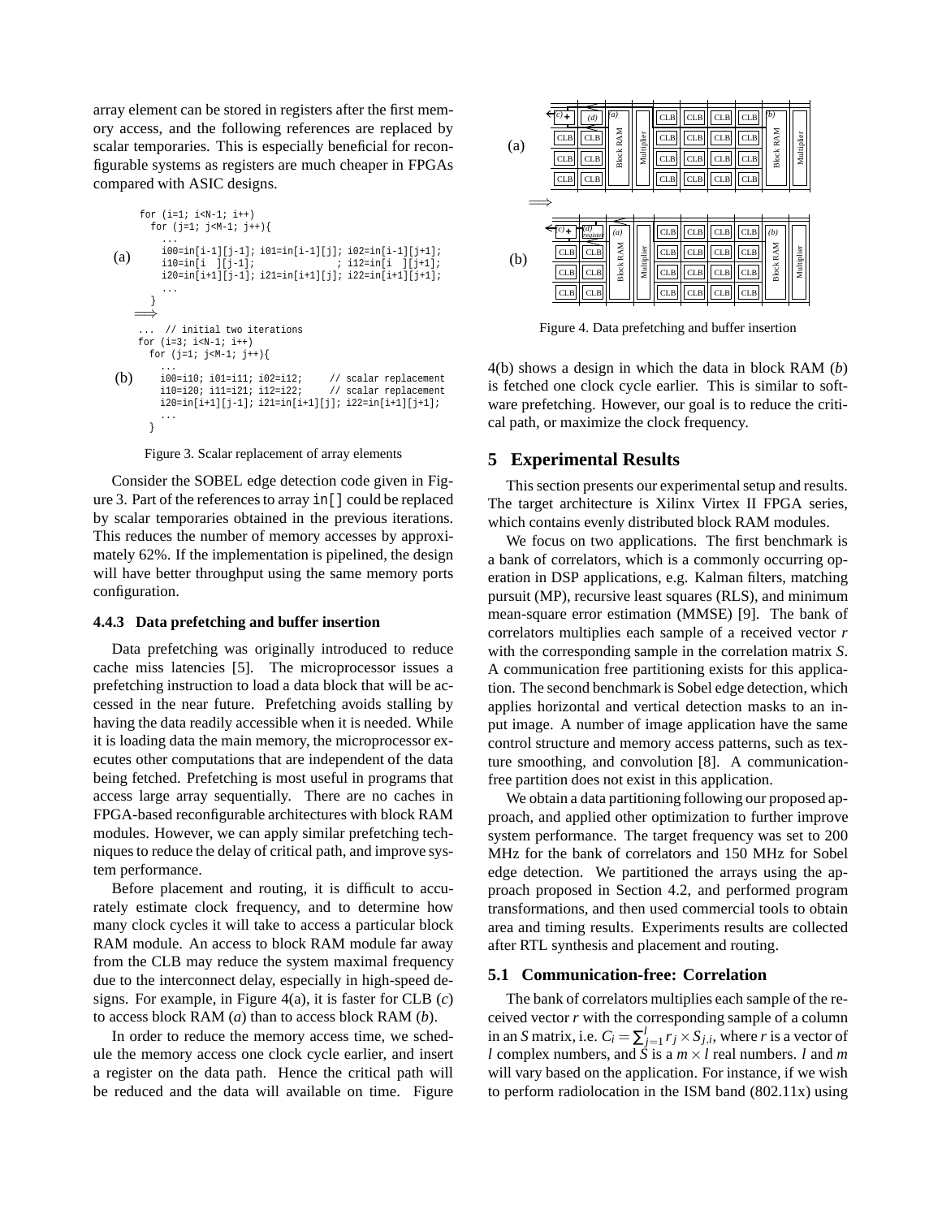array element can be stored in registers after the first memory access, and the following references are replaced by scalar temporaries. This is especially beneficial for reconfigurable systems as registers are much cheaper in FPGAs compared with ASIC designs.

(a)
```
for (i=1; i<N-1; i++)
  for (j=1; j<M-1; j++){
    ...
    i00=in[i-1][j-1]; i01=in[i-1][j]; i02=in[i-1][j+1];
    i10=in[i  ][j-1];                ; i12=in[i  ][j+1];
    i20=in[i+1][j-1]; i21=in[i+1][j]; i22=in[i+1][j+1];
    ...
  }
```
⟹

(b)
```
... // initial two iterations
for (i=3; i<N-1; i++)
  for (j=1; j<M-1; j++){
    ...
    i00=i10; i01=i11; i02=i12;     // scalar replacement
    i10=i20; i11=i21; i12=i22;     // scalar replacement
    i20=in[i+1][j-1]; i21=in[i+1][j]; i22=in[i+1][j+1];
    ...
  }
```

Figure 3. Scalar replacement of array elements

Consider the SOBEL edge detection code given in Figure 3. Part of the references to array `in[]` could be replaced by scalar temporaries obtained in the previous iterations. This reduces the number of memory accesses by approximately 62%. If the implementation is pipelined, the design will have better throughput using the same memory ports configuration.

### 4.4.3 Data prefetching and buffer insertion

Data prefetching was originally introduced to reduce cache miss latencies [5]. The microprocessor issues a prefetching instruction to load a data block that will be accessed in the near future. Prefetching avoids stalling by having the data readily accessible when it is needed. While it is loading data the main memory, the microprocessor executes other computations that are independent of the data being fetched. Prefetching is most useful in programs that access large array sequentially. There are no caches in FPGA-based reconfigurable architectures with block RAM modules. However, we can apply similar prefetching techniques to reduce the delay of critical path, and improve system performance.

Before placement and routing, it is difficult to accurately estimate clock frequency, and to determine how many clock cycles it will take to access a particular block RAM module. An access to block RAM module far away from the CLB may reduce the system maximal frequency due to the interconnect delay, especially in high-speed designs. For example, in Figure 4(a), it is faster for CLB (*c*) to access block RAM (*a*) than to access block RAM (*b*).

In order to reduce the memory access time, we schedule the memory access one clock cycle earlier, and insert a register on the data path. Hence the critical path will be reduced and the data will available on time. Figure 4(b) shows a design in which the data in block RAM (*b*) is fetched one clock cycle earlier. This is similar to software prefetching. However, our goal is to reduce the critical path, or maximize the clock frequency.

Figure 4. Data prefetching and buffer insertion

## 5 Experimental Results

This section presents our experimental setup and results. The target architecture is Xilinx Virtex II FPGA series, which contains evenly distributed block RAM modules.

We focus on two applications. The first benchmark is a bank of correlators, which is a commonly occurring operation in DSP applications, e.g. Kalman filters, matching pursuit (MP), recursive least squares (RLS), and minimum mean-square error estimation (MMSE) [9]. The bank of correlators multiplies each sample of a received vector $r$ with the corresponding sample in the correlation matrix $S$. A communication free partitioning exists for this application. The second benchmark is Sobel edge detection, which applies horizontal and vertical detection masks to an input image. A number of image application have the same control structure and memory access patterns, such as texture smoothing, and convolution [8]. A communication-free partition does not exist in this application.

We obtain a data partitioning following our proposed approach, and applied other optimization to further improve system performance. The target frequency was set to 200 MHz for the bank of correlators and 150 MHz for Sobel edge detection. We partitioned the arrays using the approach proposed in Section 4.2, and performed program transformations, and then used commercial tools to obtain area and timing results. Experiments results are collected after RTL synthesis and placement and routing.

### 5.1 Communication-free: Correlation

The bank of correlators multiplies each sample of the received vector $r$ with the corresponding sample of a column in an $S$ matrix, i.e. $C_i = \sum_{j=1}^{l} r_j \times S_{j,i}$, where $r$ is a vector of $l$ complex numbers, and $S$ is a $m \times l$ real numbers. $l$ and $m$ will vary based on the application. For instance, if we wish to perform radiolocation in the ISM band (802.11x) using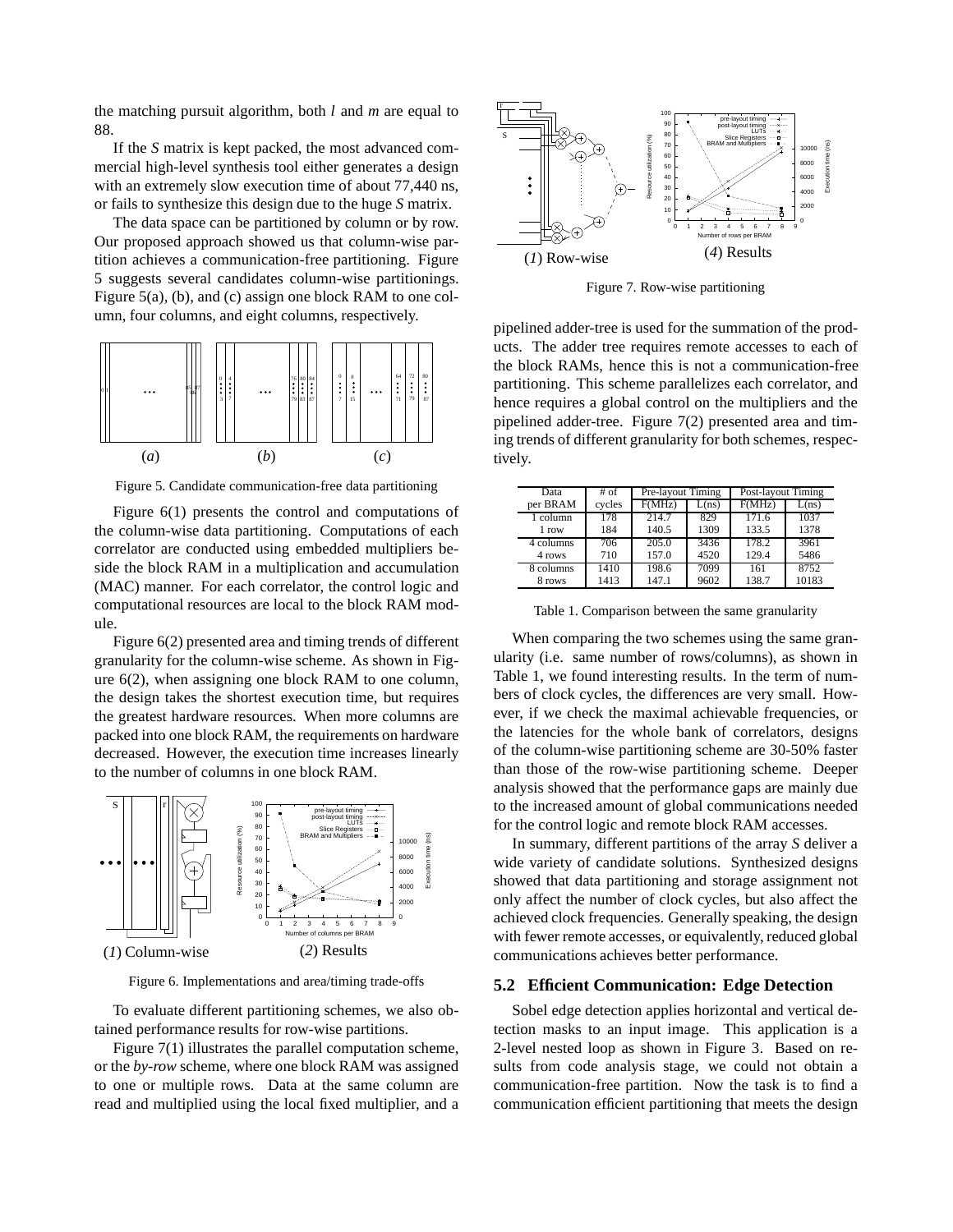the matching pursuit algorithm, both *l* and *m* are equal to 88.

If the *S* matrix is kept packed, the most advanced commercial high-level synthesis tool either generates a design with an extremely slow execution time of about 77,440 ns, or fails to synthesize this design due to the huge *S* matrix.

The data space can be partitioned by column or by row. Our proposed approach showed us that column-wise partition achieves a communication-free partitioning. Figure 5 suggests several candidates column-wise partitionings. Figure 5(a), (b), and (c) assign one block RAM to one column, four columns, and eight columns, respectively.

Figure 5. Candidate communication-free data partitioning

Figure 6(1) presents the control and computations of the column-wise data partitioning. Computations of each correlator are conducted using embedded multipliers beside the block RAM in a multiplication and accumulation (MAC) manner. For each correlator, the control logic and computational resources are local to the block RAM module.

Figure 6(2) presented area and timing trends of different granularity for the column-wise scheme. As shown in Figure 6(2), when assigning one block RAM to one column, the design takes the shortest execution time, but requires the greatest hardware resources. When more columns are packed into one block RAM, the requirements on hardware decreased. However, the execution time increases linearly to the number of columns in one block RAM.

Figure 6. Implementations and area/timing trade-offs

To evaluate different partitioning schemes, we also obtained performance results for row-wise partitions.

Figure 7(1) illustrates the parallel computation scheme, or the *by-row* scheme, where one block RAM was assigned to one or multiple rows. Data at the same column are read and multiplied using the local fixed multiplier, and a pipelined adder-tree is used for the summation of the products. The adder tree requires remote accesses to each of the block RAMs, hence this is not a communication-free partitioning. This scheme parallelizes each correlator, and hence requires a global control on the multipliers and the pipelined adder-tree. Figure 7(2) presented area and timing trends of different granularity for both schemes, respectively.

Figure 7. Row-wise partitioning

| Data per BRAM | # of cycles | Pre-layout Timing | | Post-layout Timing | |
|---|---|---|---|---|---|
| | | F(MHz) | L(ns) | F(MHz) | L(ns) |
| 1 column | 178 | 214.7 | 829 | 171.6 | 1037 |
| 1 row | 184 | 140.5 | 1309 | 133.5 | 1378 |
| 4 columns | 706 | 205.0 | 3436 | 178.2 | 3961 |
| 4 rows | 710 | 157.0 | 4520 | 129.4 | 5486 |
| 8 columns | 1410 | 198.6 | 7099 | 161 | 8752 |
| 8 rows | 1413 | 147.1 | 9602 | 138.7 | 10183 |

Table 1. Comparison between the same granularity

When comparing the two schemes using the same granularity (i.e. same number of rows/columns), as shown in Table 1, we found interesting results. In the term of numbers of clock cycles, the differences are very small. However, if we check the maximal achievable frequencies, or the latencies for the whole bank of correlators, designs of the column-wise partitioning scheme are 30-50% faster than those of the row-wise partitioning scheme. Deeper analysis showed that the performance gaps are mainly due to the increased amount of global communications needed for the control logic and remote block RAM accesses.

In summary, different partitions of the array *S* deliver a wide variety of candidate solutions. Synthesized designs showed that data partitioning and storage assignment not only affect the number of clock cycles, but also affect the achieved clock frequencies. Generally speaking, the design with fewer remote accesses, or equivalently, reduced global communications achieves better performance.

### 5.2 Efficient Communication: Edge Detection

Sobel edge detection applies horizontal and vertical detection masks to an input image. This application is a 2-level nested loop as shown in Figure 3. Based on results from code analysis stage, we could not obtain a communication-free partition. Now the task is to find a communication efficient partitioning that meets the design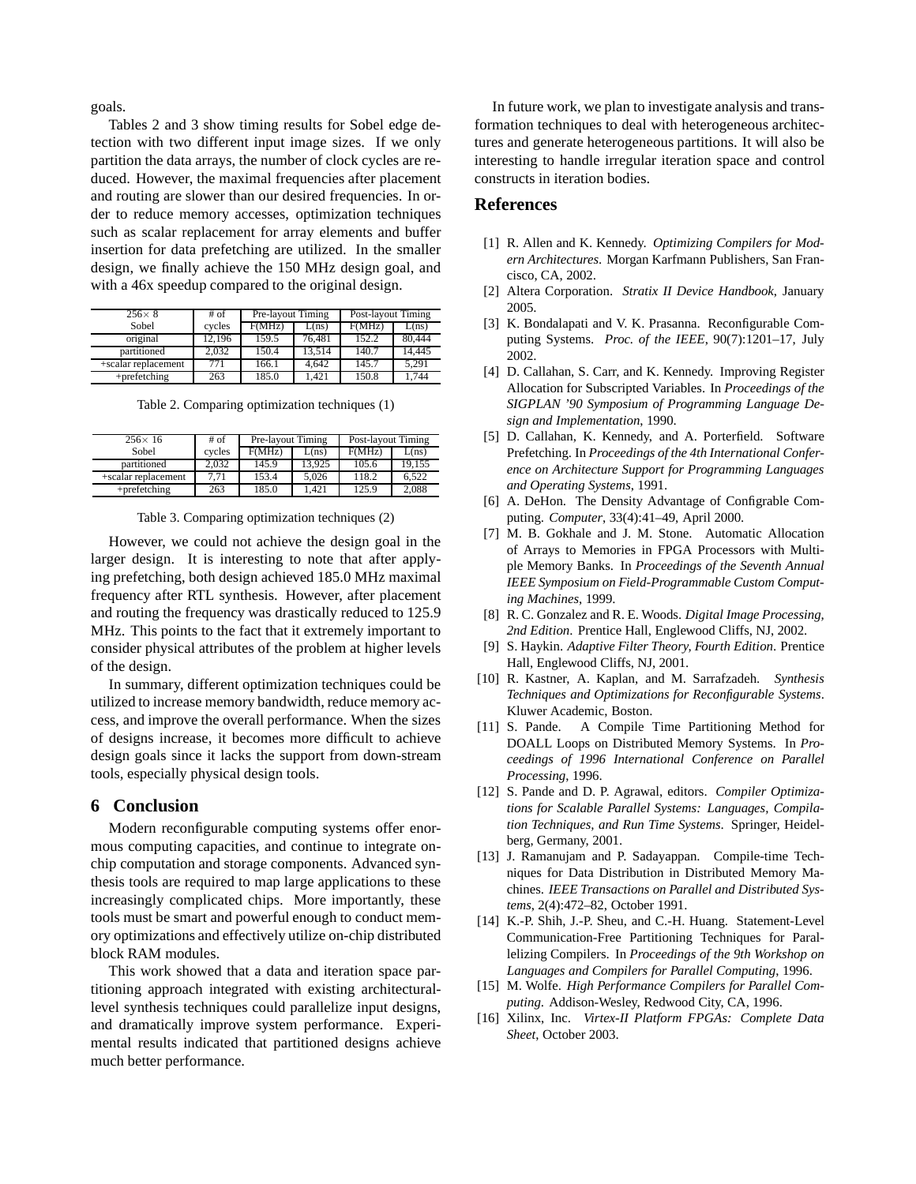goals.

Tables 2 and 3 show timing results for Sobel edge detection with two different input image sizes. If we only partition the data arrays, the number of clock cycles are reduced. However, the maximal frequencies after placement and routing are slower than our desired frequencies. In order to reduce memory accesses, optimization techniques such as scalar replacement for array elements and buffer insertion for data prefetching are utilized. In the smaller design, we finally achieve the 150 MHz design goal, and with a 46x speedup compared to the original design.

| $256\times 8$ Sobel | # of cycles | Pre-layout Timing | | Post-layout Timing | |
|---|---|---|---|---|---|
| | | F(MHz) | L(ns) | F(MHz) | L(ns) |
| original | 12,196 | 159.5 | 76,481 | 152.2 | 80,444 |
| partitioned | 2,032 | 150.4 | 13,514 | 140.7 | 14,445 |
| +scalar replacement | 771 | 166.1 | 4,642 | 145.7 | 5,291 |
| +prefetching | 263 | 185.0 | 1,421 | 150.8 | 1,744 |

Table 2. Comparing optimization techniques (1)

| $256\times 16$ Sobel | # of cycles | Pre-layout Timing | | Post-layout Timing | |
|---|---|---|---|---|---|
| | | F(MHz) | L(ns) | F(MHz) | L(ns) |
| partitioned | 2,032 | 145.9 | 13,925 | 105.6 | 19,155 |
| +scalar replacement | 7,71 | 153.4 | 5,026 | 118.2 | 6,522 |
| +prefetching | 263 | 185.0 | 1,421 | 125.9 | 2,088 |

Table 3. Comparing optimization techniques (2)

However, we could not achieve the design goal in the larger design. It is interesting to note that after applying prefetching, both design achieved 185.0 MHz maximal frequency after RTL synthesis. However, after placement and routing the frequency was drastically reduced to 125.9 MHz. This points to the fact that it extremely important to consider physical attributes of the problem at higher levels of the design.

In summary, different optimization techniques could be utilized to increase memory bandwidth, reduce memory access, and improve the overall performance. When the sizes of designs increase, it becomes more difficult to achieve design goals since it lacks the support from down-stream tools, especially physical design tools.

## 6 Conclusion

Modern reconfigurable computing systems offer enormous computing capacities, and continue to integrate on-chip computation and storage components. Advanced synthesis tools are required to map large applications to these increasingly complicated chips. More importantly, these tools must be smart and powerful enough to conduct memory optimizations and effectively utilize on-chip distributed block RAM modules.

This work showed that a data and iteration space partitioning approach integrated with existing architectural-level synthesis techniques could parallelize input designs, and dramatically improve system performance. Experimental results indicated that partitioned designs achieve much better performance.

In future work, we plan to investigate analysis and transformation techniques to deal with heterogeneous architectures and generate heterogeneous partitions. It will also be interesting to handle irregular iteration space and control constructs in iteration bodies.

## References

[1] R. Allen and K. Kennedy. *Optimizing Compilers for Modern Architectures*. Morgan Karfmann Publishers, San Francisco, CA, 2002.

[2] Altera Corporation. *Stratix II Device Handbook*, January 2005.

[3] K. Bondalapati and V. K. Prasanna. Reconfigurable Computing Systems. *Proc. of the IEEE*, 90(7):1201–17, July 2002.

[4] D. Callahan, S. Carr, and K. Kennedy. Improving Register Allocation for Subscripted Variables. In *Proceedings of the SIGPLAN '90 Symposium of Programming Language Design and Implementation*, 1990.

[5] D. Callahan, K. Kennedy, and A. Porterfield. Software Prefetching. In *Proceedings of the 4th International Conference on Architecture Support for Programming Languages and Operating Systems*, 1991.

[6] A. DeHon. The Density Advantage of Configrable Computing. *Computer*, 33(4):41–49, April 2000.

[7] M. B. Gokhale and J. M. Stone. Automatic Allocation of Arrays to Memories in FPGA Processors with Multiple Memory Banks. In *Proceedings of the Seventh Annual IEEE Symposium on Field-Programmable Custom Computing Machines*, 1999.

[8] R. C. Gonzalez and R. E. Woods. *Digital Image Processing, 2nd Edition*. Prentice Hall, Englewood Cliffs, NJ, 2002.

[9] S. Haykin. *Adaptive Filter Theory, Fourth Edition*. Prentice Hall, Englewood Cliffs, NJ, 2001.

[10] R. Kastner, A. Kaplan, and M. Sarrafzadeh. *Synthesis Techniques and Optimizations for Reconfigurable Systems*. Kluwer Academic, Boston.

[11] S. Pande. A Compile Time Partitioning Method for DOALL Loops on Distributed Memory Systems. In *Proceedings of 1996 International Conference on Parallel Processing*, 1996.

[12] S. Pande and D. P. Agrawal, editors. *Compiler Optimizations for Scalable Parallel Systems: Languages, Compilation Techniques, and Run Time Systems*. Springer, Heidelberg, Germany, 2001.

[13] J. Ramanujam and P. Sadayappan. Compile-time Techniques for Data Distribution in Distributed Memory Machines. *IEEE Transactions on Parallel and Distributed Systems*, 2(4):472–82, October 1991.

[14] K.-P. Shih, J.-P. Sheu, and C.-H. Huang. Statement-Level Communication-Free Partitioning Techniques for Parallelizing Compilers. In *Proceedings of the 9th Workshop on Languages and Compilers for Parallel Computing*, 1996.

[15] M. Wolfe. *High Performance Compilers for Parallel Computing*. Addison-Wesley, Redwood City, CA, 1996.

[16] Xilinx, Inc. *Virtex-II Platform FPGAs: Complete Data Sheet*, October 2003.